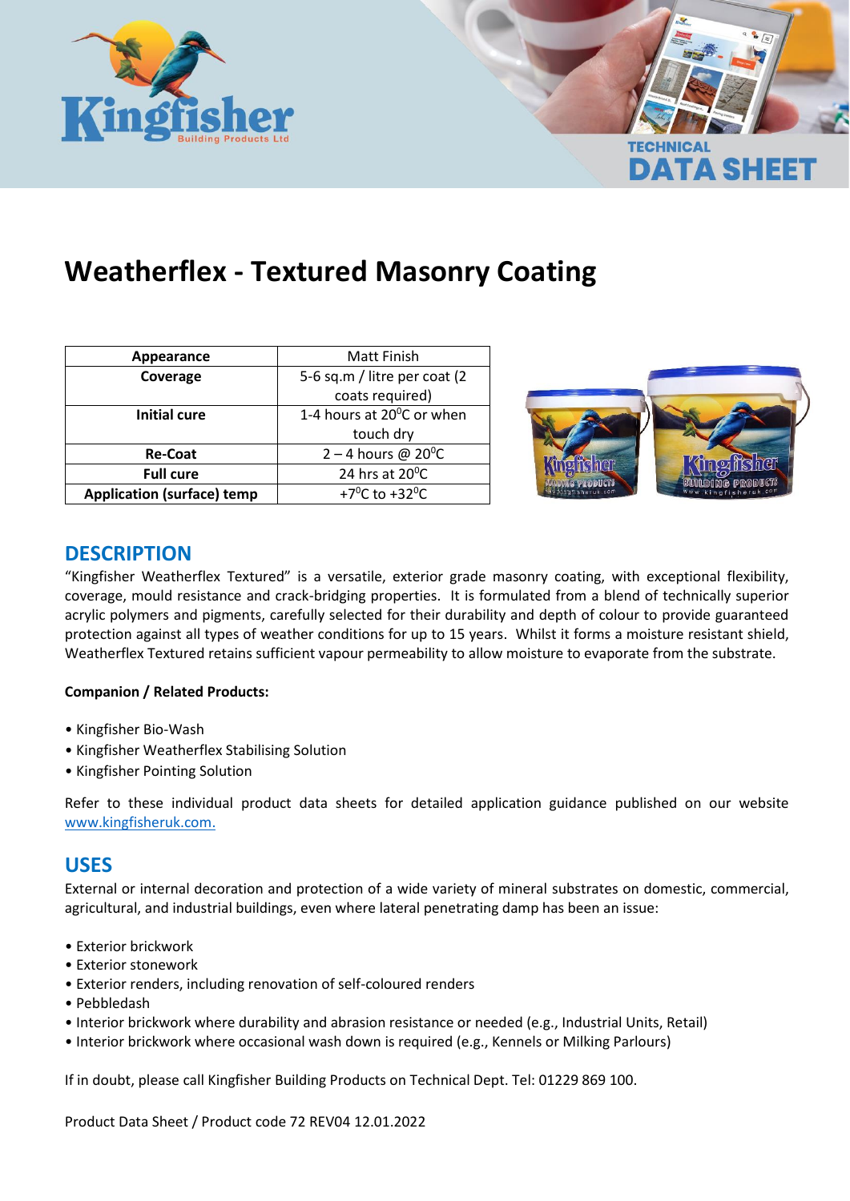# Weatherflex - Textured Masonry Coating

| Appearance | Matt Finish |
|---|---|
| **Coverage** | 5-6 sq.m / litre per coat (2 coats required) |
| **Initial cure** | 1-4 hours at 20$^0$C or when touch dry |
| **Re-Coat** | 2 – 4 hours @ 20$^0$C |
| **Full cure** | 24 hrs at 20$^0$C |
| **Application (surface) temp** | +7$^0$C to +32$^0$C |

## DESCRIPTION

"Kingfisher Weatherflex Textured" is a versatile, exterior grade masonry coating, with exceptional flexibility, coverage, mould resistance and crack-bridging properties. It is formulated from a blend of technically superior acrylic polymers and pigments, carefully selected for their durability and depth of colour to provide guaranteed protection against all types of weather conditions for up to 15 years. Whilst it forms a moisture resistant shield, Weatherflex Textured retains sufficient vapour permeability to allow moisture to evaporate from the substrate.

**Companion / Related Products:**

- Kingfisher Bio-Wash
- Kingfisher Weatherflex Stabilising Solution
- Kingfisher Pointing Solution

Refer to these individual product data sheets for detailed application guidance published on our website www.kingfisheruk.com.

## USES

External or internal decoration and protection of a wide variety of mineral substrates on domestic, commercial, agricultural, and industrial buildings, even where lateral penetrating damp has been an issue:

- Exterior brickwork
- Exterior stonework
- Exterior renders, including renovation of self-coloured renders
- Pebbledash
- Interior brickwork where durability and abrasion resistance or needed (e.g., Industrial Units, Retail)
- Interior brickwork where occasional wash down is required (e.g., Kennels or Milking Parlours)

If in doubt, please call Kingfisher Building Products on Technical Dept. Tel: 01229 869 100.

Product Data Sheet / Product code 72 REV04 12.01.2022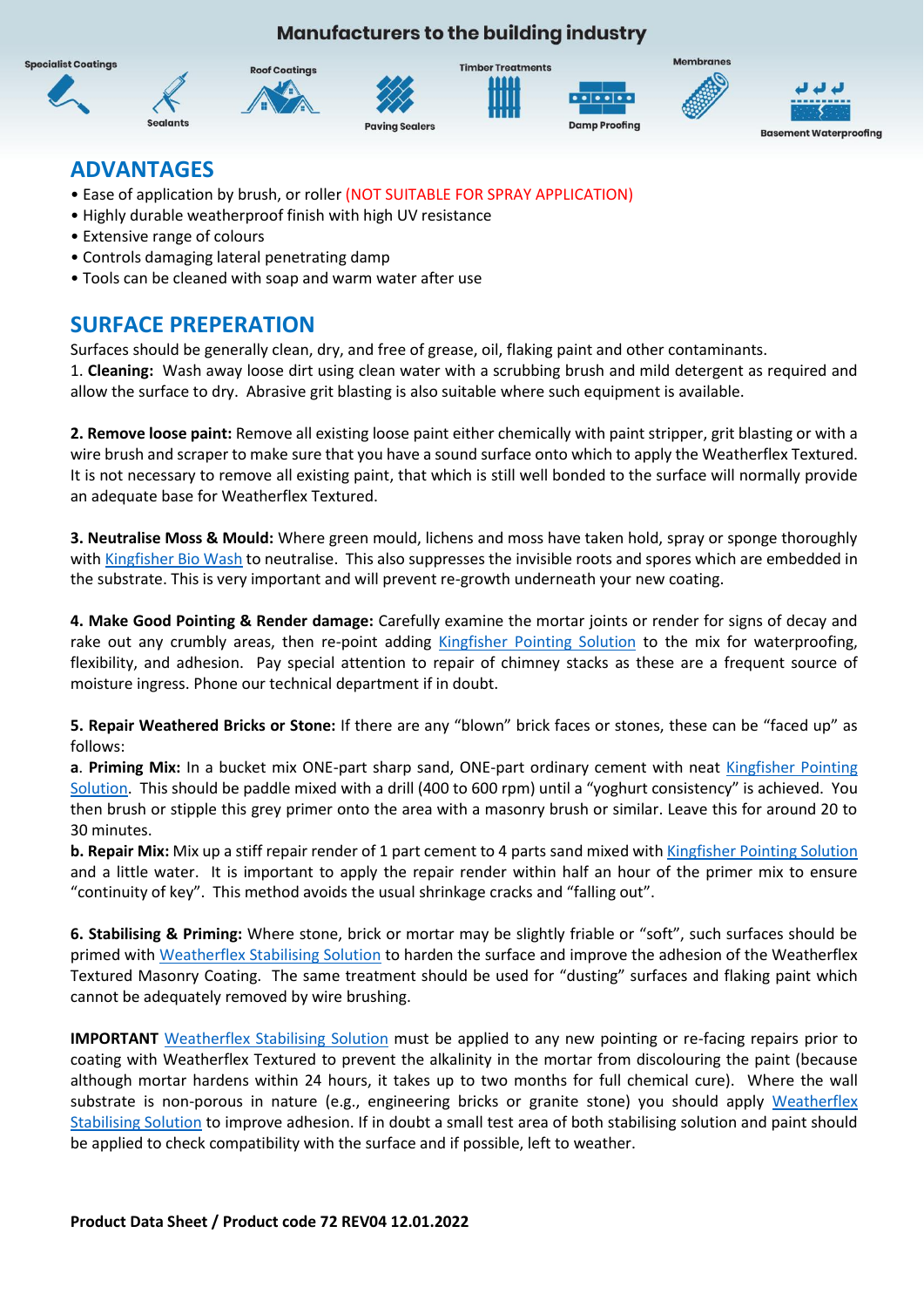Manufacturers to the building industry

Specialist Coatings | Sealants | Roof Coatings | Paving Sealers | Timber Treatments | Damp Proofing | Membranes | Basement Waterproofing

## ADVANTAGES

- Ease of application by brush, or roller (NOT SUITABLE FOR SPRAY APPLICATION)
- Highly durable weatherproof finish with high UV resistance
- Extensive range of colours
- Controls damaging lateral penetrating damp
- Tools can be cleaned with soap and warm water after use

## SURFACE PREPERATION

Surfaces should be generally clean, dry, and free of grease, oil, flaking paint and other contaminants.

1. **Cleaning:** Wash away loose dirt using clean water with a scrubbing brush and mild detergent as required and allow the surface to dry. Abrasive grit blasting is also suitable where such equipment is available.

2. **Remove loose paint:** Remove all existing loose paint either chemically with paint stripper, grit blasting or with a wire brush and scraper to make sure that you have a sound surface onto which to apply the Weatherflex Textured. It is not necessary to remove all existing paint, that which is still well bonded to the surface will normally provide an adequate base for Weatherflex Textured.

3. **Neutralise Moss & Mould:** Where green mould, lichens and moss have taken hold, spray or sponge thoroughly with Kingfisher Bio Wash to neutralise. This also suppresses the invisible roots and spores which are embedded in the substrate. This is very important and will prevent re-growth underneath your new coating.

4. **Make Good Pointing & Render damage:** Carefully examine the mortar joints or render for signs of decay and rake out any crumbly areas, then re-point adding Kingfisher Pointing Solution to the mix for waterproofing, flexibility, and adhesion. Pay special attention to repair of chimney stacks as these are a frequent source of moisture ingress. Phone our technical department if in doubt.

5. **Repair Weathered Bricks or Stone:** If there are any "blown" brick faces or stones, these can be "faced up" as follows:

**a**. **Priming Mix:** In a bucket mix ONE-part sharp sand, ONE-part ordinary cement with neat Kingfisher Pointing Solution. This should be paddle mixed with a drill (400 to 600 rpm) until a "yoghurt consistency" is achieved. You then brush or stipple this grey primer onto the area with a masonry brush or similar. Leave this for around 20 to 30 minutes.

**b. Repair Mix:** Mix up a stiff repair render of 1 part cement to 4 parts sand mixed with Kingfisher Pointing Solution and a little water. It is important to apply the repair render within half an hour of the primer mix to ensure "continuity of key". This method avoids the usual shrinkage cracks and "falling out".

6. **Stabilising & Priming:** Where stone, brick or mortar may be slightly friable or "soft", such surfaces should be primed with Weatherflex Stabilising Solution to harden the surface and improve the adhesion of the Weatherflex Textured Masonry Coating. The same treatment should be used for "dusting" surfaces and flaking paint which cannot be adequately removed by wire brushing.

**IMPORTANT** Weatherflex Stabilising Solution must be applied to any new pointing or re-facing repairs prior to coating with Weatherflex Textured to prevent the alkalinity in the mortar from discolouring the paint (because although mortar hardens within 24 hours, it takes up to two months for full chemical cure). Where the wall substrate is non-porous in nature (e.g., engineering bricks or granite stone) you should apply Weatherflex Stabilising Solution to improve adhesion. If in doubt a small test area of both stabilising solution and paint should be applied to check compatibility with the surface and if possible, left to weather.

**Product Data Sheet / Product code 72 REV04 12.01.2022**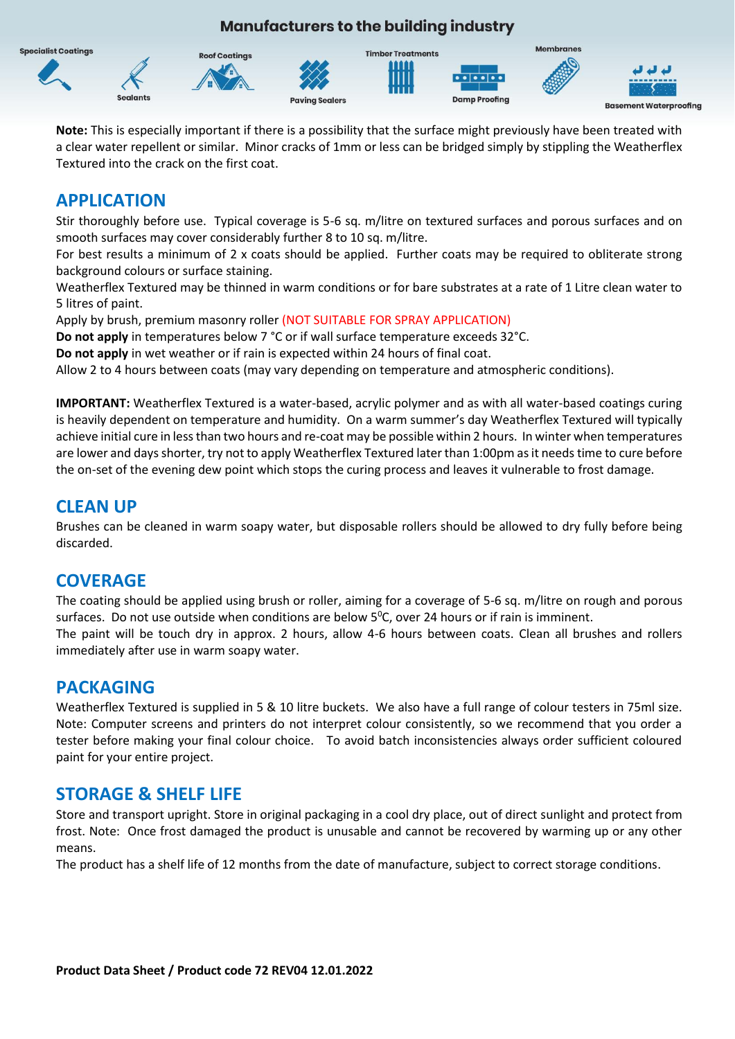**Note:** This is especially important if there is a possibility that the surface might previously have been treated with a clear water repellent or similar. Minor cracks of 1mm or less can be bridged simply by stippling the Weatherflex Textured into the crack on the first coat.

## APPLICATION

Stir thoroughly before use. Typical coverage is 5-6 sq. m/litre on textured surfaces and porous surfaces and on smooth surfaces may cover considerably further 8 to 10 sq. m/litre.

For best results a minimum of 2 x coats should be applied. Further coats may be required to obliterate strong background colours or surface staining.

Weatherflex Textured may be thinned in warm conditions or for bare substrates at a rate of 1 Litre clean water to 5 litres of paint.

Apply by brush, premium masonry roller (NOT SUITABLE FOR SPRAY APPLICATION)

**Do not apply** in temperatures below 7 °C or if wall surface temperature exceeds 32°C.

**Do not apply** in wet weather or if rain is expected within 24 hours of final coat.

Allow 2 to 4 hours between coats (may vary depending on temperature and atmospheric conditions).

**IMPORTANT:** Weatherflex Textured is a water-based, acrylic polymer and as with all water-based coatings curing is heavily dependent on temperature and humidity. On a warm summer's day Weatherflex Textured will typically achieve initial cure in less than two hours and re-coat may be possible within 2 hours. In winter when temperatures are lower and days shorter, try not to apply Weatherflex Textured later than 1:00pm as it needs time to cure before the on-set of the evening dew point which stops the curing process and leaves it vulnerable to frost damage.

## CLEAN UP

Brushes can be cleaned in warm soapy water, but disposable rollers should be allowed to dry fully before being discarded.

## COVERAGE

The coating should be applied using brush or roller, aiming for a coverage of 5-6 sq. m/litre on rough and porous surfaces. Do not use outside when conditions are below $5^{0}$C, over 24 hours or if rain is imminent.

The paint will be touch dry in approx. 2 hours, allow 4-6 hours between coats. Clean all brushes and rollers immediately after use in warm soapy water.

## PACKAGING

Weatherflex Textured is supplied in 5 & 10 litre buckets. We also have a full range of colour testers in 75ml size. Note: Computer screens and printers do not interpret colour consistently, so we recommend that you order a tester before making your final colour choice. To avoid batch inconsistencies always order sufficient coloured paint for your entire project.

## STORAGE & SHELF LIFE

Store and transport upright. Store in original packaging in a cool dry place, out of direct sunlight and protect from frost. Note: Once frost damaged the product is unusable and cannot be recovered by warming up or any other means.

The product has a shelf life of 12 months from the date of manufacture, subject to correct storage conditions.

**Product Data Sheet / Product code 72 REV04 12.01.2022**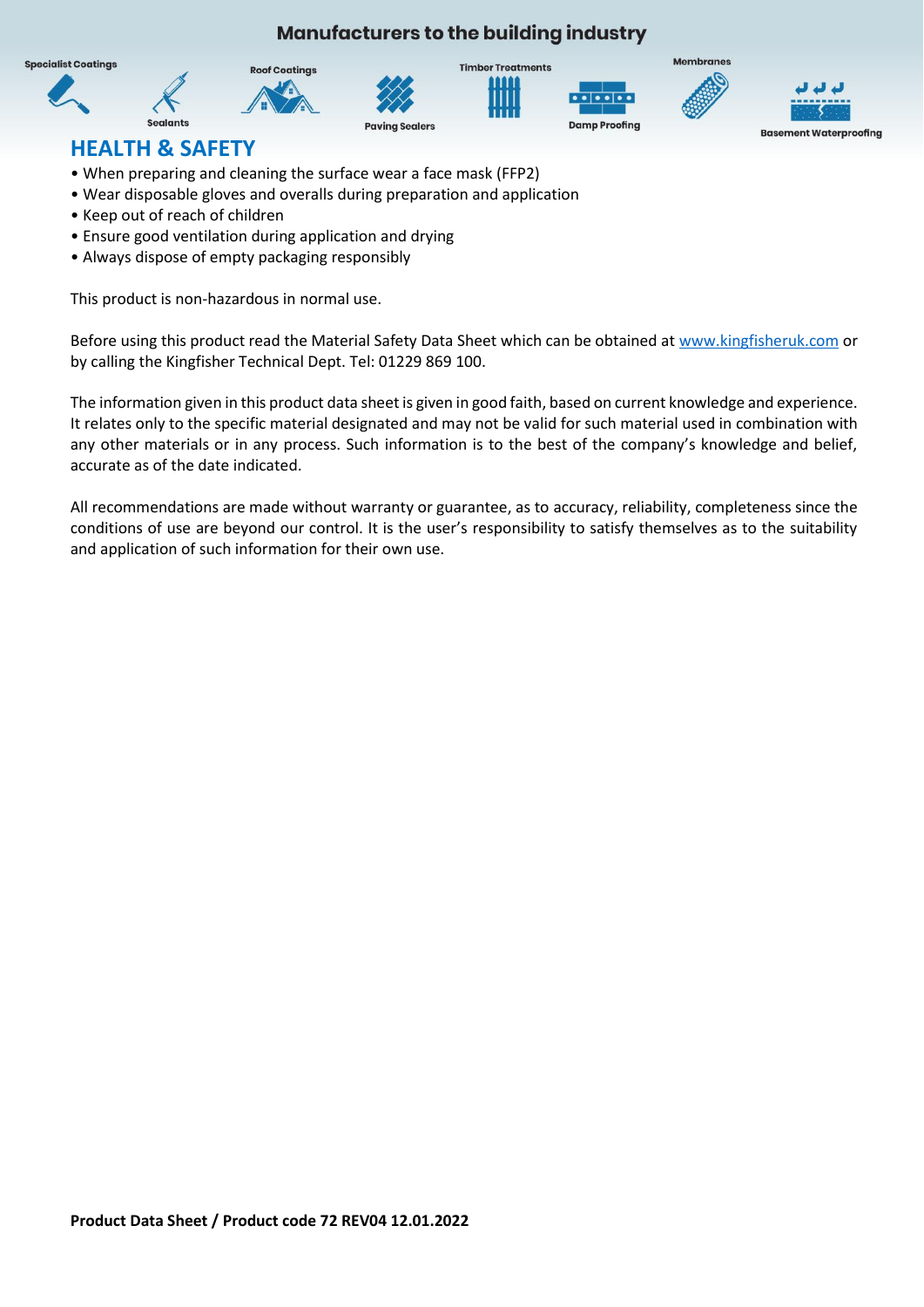## HEALTH & SAFETY

- When preparing and cleaning the surface wear a face mask (FFP2)
- Wear disposable gloves and overalls during preparation and application
- Keep out of reach of children
- Ensure good ventilation during application and drying
- Always dispose of empty packaging responsibly

This product is non-hazardous in normal use.

Before using this product read the Material Safety Data Sheet which can be obtained at www.kingfisheruk.com or by calling the Kingfisher Technical Dept. Tel: 01229 869 100.

The information given in this product data sheet is given in good faith, based on current knowledge and experience. It relates only to the specific material designated and may not be valid for such material used in combination with any other materials or in any process. Such information is to the best of the company's knowledge and belief, accurate as of the date indicated.

All recommendations are made without warranty or guarantee, as to accuracy, reliability, completeness since the conditions of use are beyond our control. It is the user's responsibility to satisfy themselves as to the suitability and application of such information for their own use.